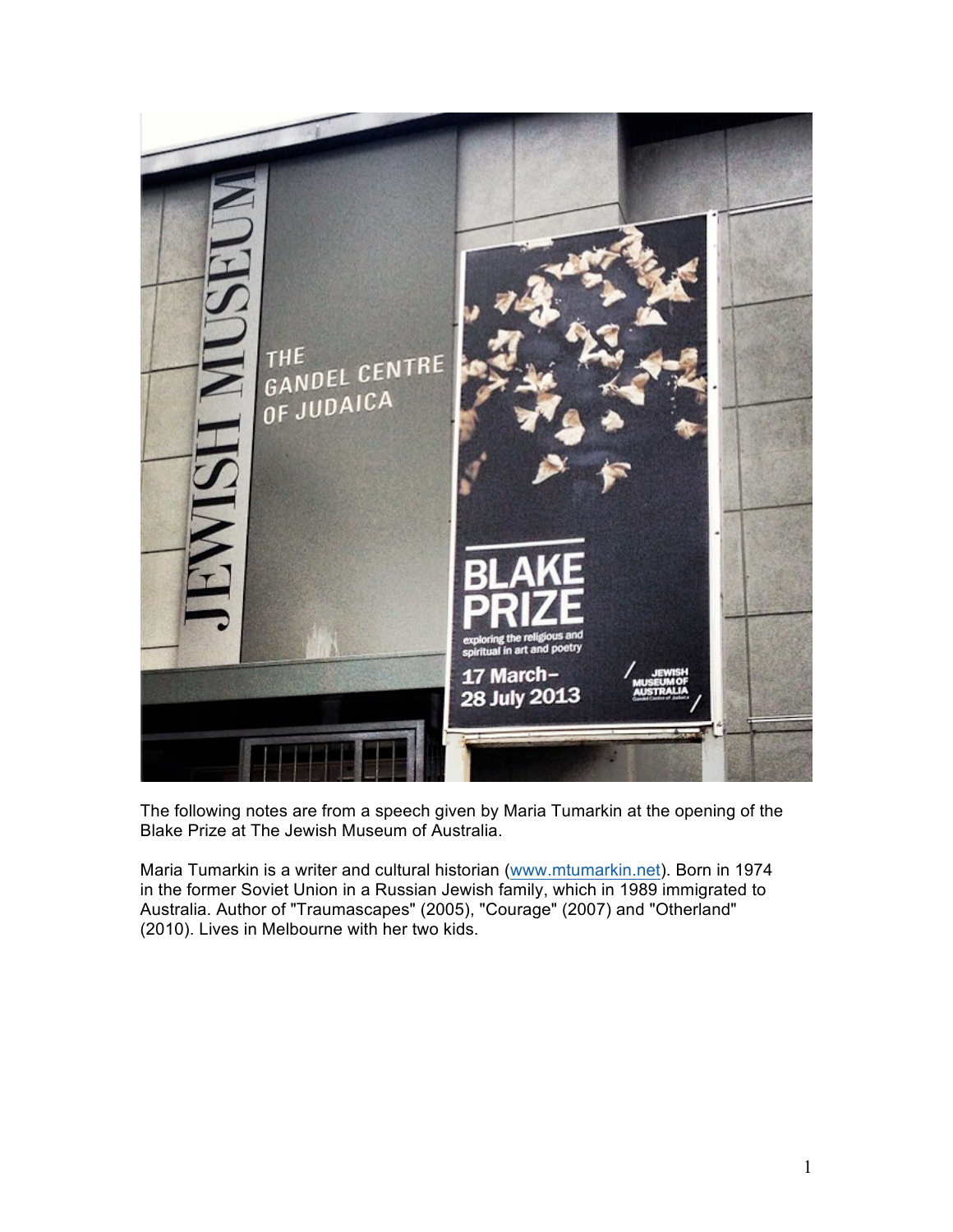The following notes are from a speech given by Maria Tumarkin at the opening of the Blake Prize at The Jewish Museum of Australia.

Maria Tumarkin is a writer and cultural historian (www.mtumarkin.net). Born in 1974 in the former Soviet Union in a Russian Jewish family, which in 1989 immigrated to Australia. Author of "Traumascapes" (2005), "Courage" (2007) and "Otherland" (2010). Lives in Melbourne with her two kids.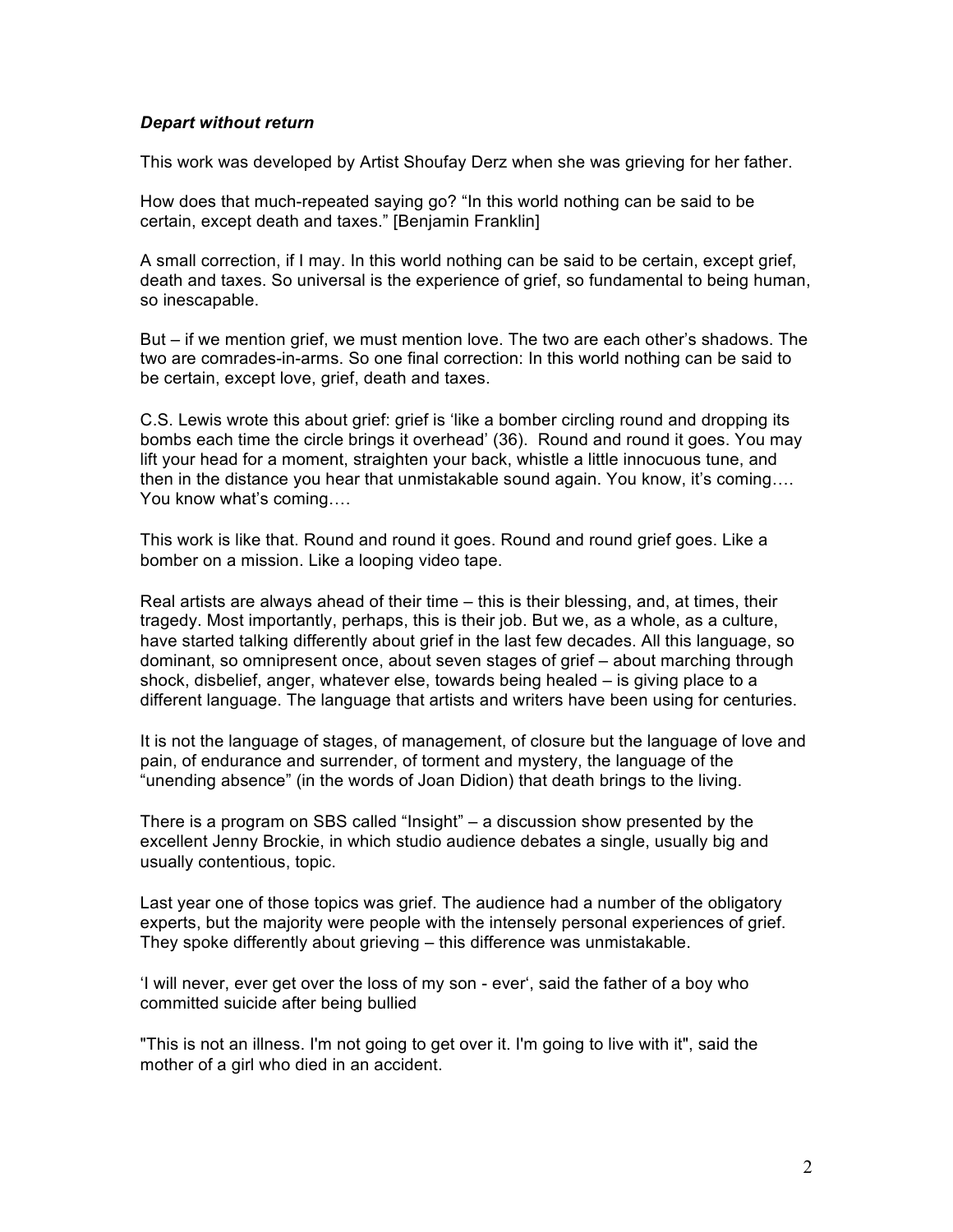***Depart without return***

This work was developed by Artist Shoufay Derz when she was grieving for her father.

How does that much-repeated saying go? “In this world nothing can be said to be certain, except death and taxes.” [Benjamin Franklin]

A small correction, if I may. In this world nothing can be said to be certain, except grief, death and taxes. So universal is the experience of grief, so fundamental to being human, so inescapable.

But – if we mention grief, we must mention love. The two are each other’s shadows. The two are comrades-in-arms. So one final correction: In this world nothing can be said to be certain, except love, grief, death and taxes.

C.S. Lewis wrote this about grief: grief is ‘like a bomber circling round and dropping its bombs each time the circle brings it overhead’ (36). Round and round it goes. You may lift your head for a moment, straighten your back, whistle a little innocuous tune, and then in the distance you hear that unmistakable sound again. You know, it’s coming…. You know what’s coming….

This work is like that. Round and round it goes. Round and round grief goes. Like a bomber on a mission. Like a looping video tape.

Real artists are always ahead of their time – this is their blessing, and, at times, their tragedy. Most importantly, perhaps, this is their job. But we, as a whole, as a culture, have started talking differently about grief in the last few decades. All this language, so dominant, so omnipresent once, about seven stages of grief – about marching through shock, disbelief, anger, whatever else, towards being healed – is giving place to a different language. The language that artists and writers have been using for centuries.

It is not the language of stages, of management, of closure but the language of love and pain, of endurance and surrender, of torment and mystery, the language of the “unending absence” (in the words of Joan Didion) that death brings to the living.

There is a program on SBS called “Insight” – a discussion show presented by the excellent Jenny Brockie, in which studio audience debates a single, usually big and usually contentious, topic.

Last year one of those topics was grief. The audience had a number of the obligatory experts, but the majority were people with the intensely personal experiences of grief. They spoke differently about grieving – this difference was unmistakable.

‘I will never, ever get over the loss of my son - ever‘, said the father of a boy who committed suicide after being bullied

"This is not an illness. I'm not going to get over it. I'm going to live with it", said the mother of a girl who died in an accident.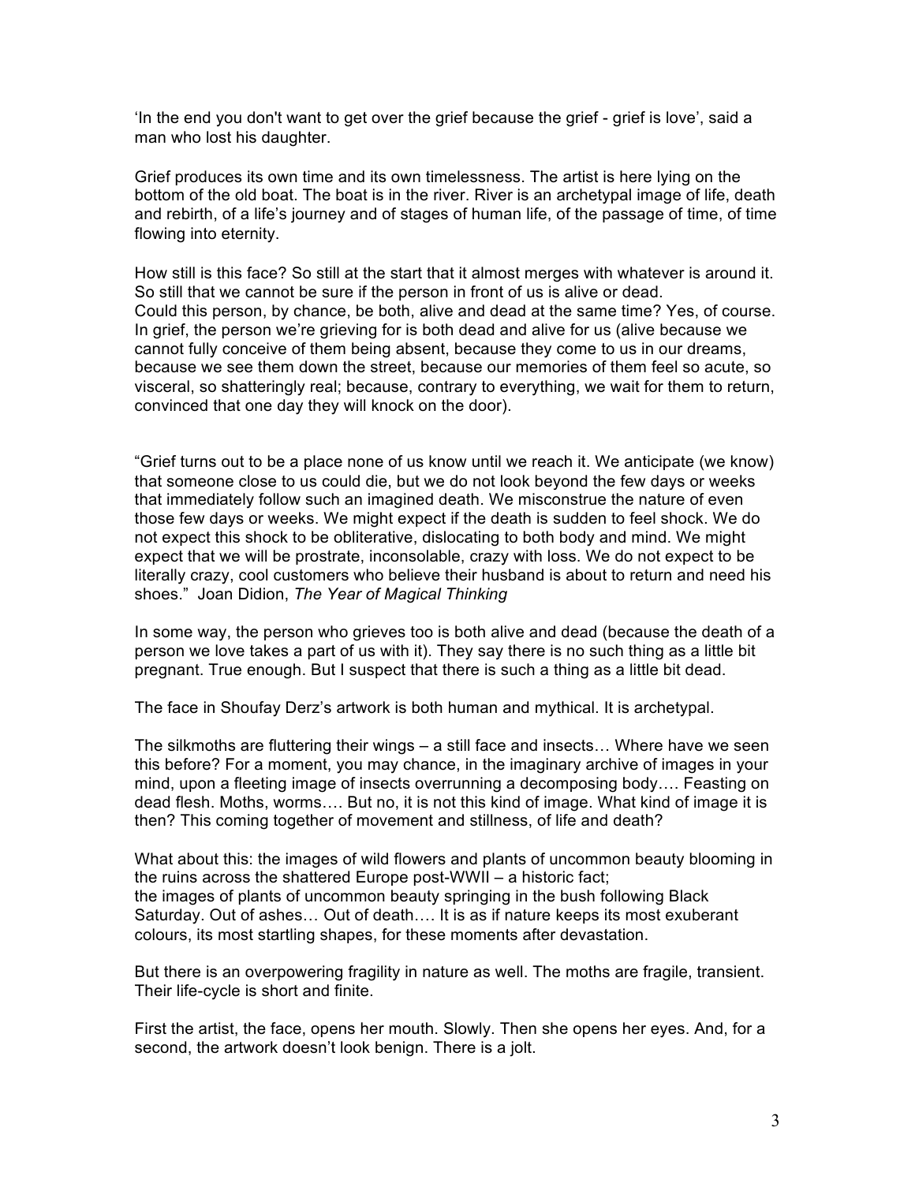'In the end you don't want to get over the grief because the grief - grief is love', said a man who lost his daughter.

Grief produces its own time and its own timelessness. The artist is here lying on the bottom of the old boat. The boat is in the river. River is an archetypal image of life, death and rebirth, of a life's journey and of stages of human life, of the passage of time, of time flowing into eternity.

How still is this face? So still at the start that it almost merges with whatever is around it. So still that we cannot be sure if the person in front of us is alive or dead.
Could this person, by chance, be both, alive and dead at the same time? Yes, of course. In grief, the person we're grieving for is both dead and alive for us (alive because we cannot fully conceive of them being absent, because they come to us in our dreams, because we see them down the street, because our memories of them feel so acute, so visceral, so shatteringly real; because, contrary to everything, we wait for them to return, convinced that one day they will knock on the door).

"Grief turns out to be a place none of us know until we reach it. We anticipate (we know) that someone close to us could die, but we do not look beyond the few days or weeks that immediately follow such an imagined death. We misconstrue the nature of even those few days or weeks. We might expect if the death is sudden to feel shock. We do not expect this shock to be obliterative, dislocating to both body and mind. We might expect that we will be prostrate, inconsolable, crazy with loss. We do not expect to be literally crazy, cool customers who believe their husband is about to return and need his shoes." Joan Didion, *The Year of Magical Thinking*

In some way, the person who grieves too is both alive and dead (because the death of a person we love takes a part of us with it). They say there is no such thing as a little bit pregnant. True enough. But I suspect that there is such a thing as a little bit dead.

The face in Shoufay Derz's artwork is both human and mythical. It is archetypal.

The silkmoths are fluttering their wings – a still face and insects… Where have we seen this before? For a moment, you may chance, in the imaginary archive of images in your mind, upon a fleeting image of insects overrunning a decomposing body…. Feasting on dead flesh. Moths, worms…. But no, it is not this kind of image. What kind of image it is then? This coming together of movement and stillness, of life and death?

What about this: the images of wild flowers and plants of uncommon beauty blooming in the ruins across the shattered Europe post-WWII – a historic fact;
the images of plants of uncommon beauty springing in the bush following Black Saturday. Out of ashes… Out of death…. It is as if nature keeps its most exuberant colours, its most startling shapes, for these moments after devastation.

But there is an overpowering fragility in nature as well. The moths are fragile, transient. Their life-cycle is short and finite.

First the artist, the face, opens her mouth. Slowly. Then she opens her eyes. And, for a second, the artwork doesn't look benign. There is a jolt.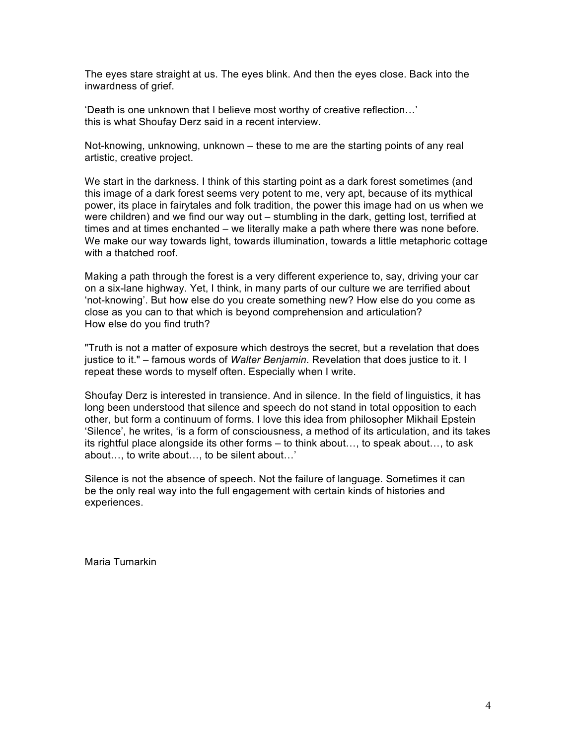The eyes stare straight at us. The eyes blink. And then the eyes close. Back into the inwardness of grief.

'Death is one unknown that I believe most worthy of creative reflection…'
this is what Shoufay Derz said in a recent interview.

Not-knowing, unknowing, unknown – these to me are the starting points of any real artistic, creative project.

We start in the darkness. I think of this starting point as a dark forest sometimes (and this image of a dark forest seems very potent to me, very apt, because of its mythical power, its place in fairytales and folk tradition, the power this image had on us when we were children) and we find our way out – stumbling in the dark, getting lost, terrified at times and at times enchanted – we literally make a path where there was none before. We make our way towards light, towards illumination, towards a little metaphoric cottage with a thatched roof.

Making a path through the forest is a very different experience to, say, driving your car on a six-lane highway. Yet, I think, in many parts of our culture we are terrified about 'not-knowing'. But how else do you create something new? How else do you come as close as you can to that which is beyond comprehension and articulation?
How else do you find truth?

"Truth is not a matter of exposure which destroys the secret, but a revelation that does justice to it." – famous words of *Walter Benjamin*. Revelation that does justice to it. I repeat these words to myself often. Especially when I write.

Shoufay Derz is interested in transience. And in silence. In the field of linguistics, it has long been understood that silence and speech do not stand in total opposition to each other, but form a continuum of forms. I love this idea from philosopher Mikhail Epstein 'Silence', he writes, 'is a form of consciousness, a method of its articulation, and its takes its rightful place alongside its other forms – to think about…, to speak about…, to ask about…, to write about…, to be silent about…'

Silence is not the absence of speech. Not the failure of language. Sometimes it can be the only real way into the full engagement with certain kinds of histories and experiences.

Maria Tumarkin